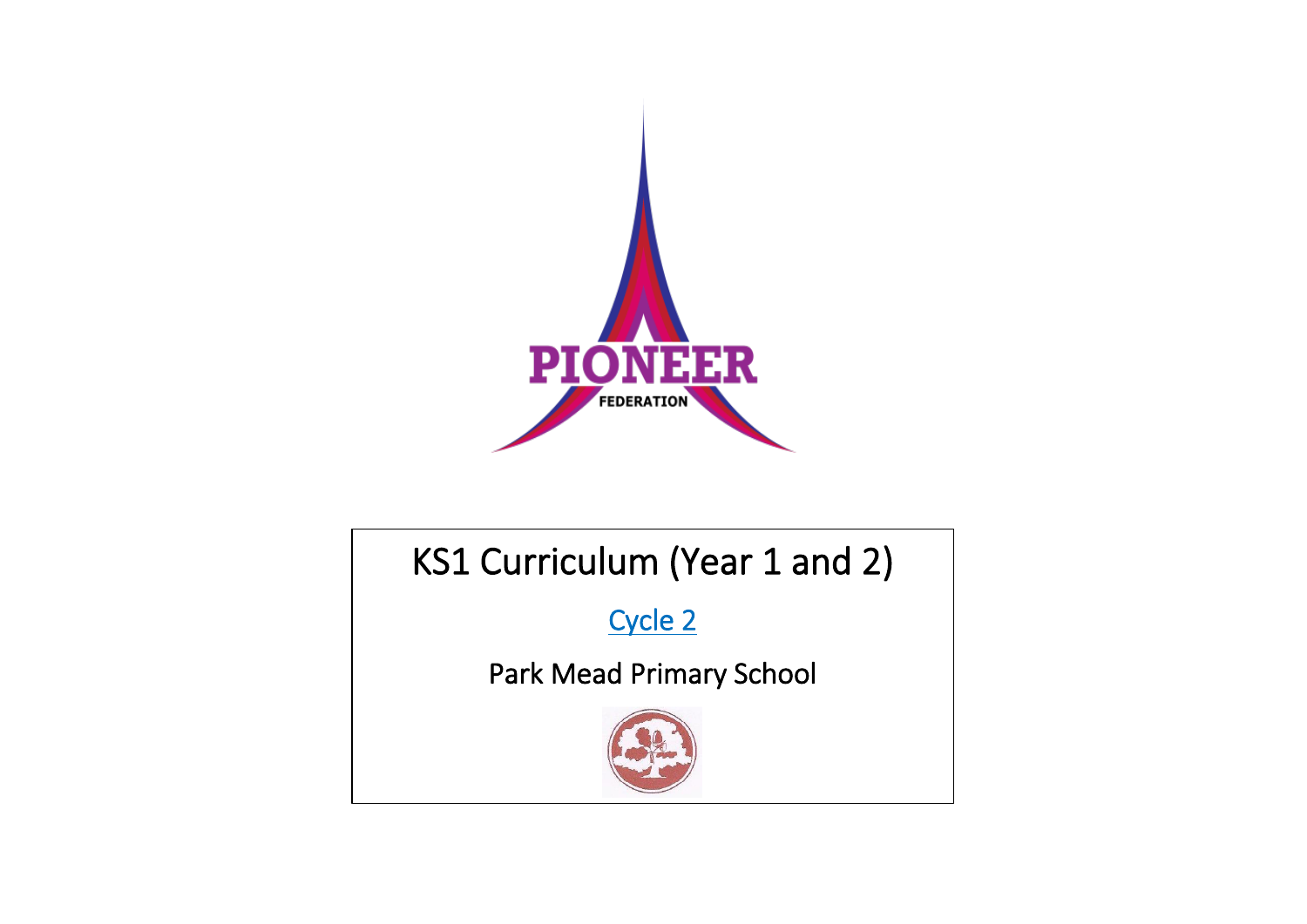PIONEER

FEDERATION

# KS1 Curriculum (Year 1 and 2)

Cycle 2

Park Mead Primary School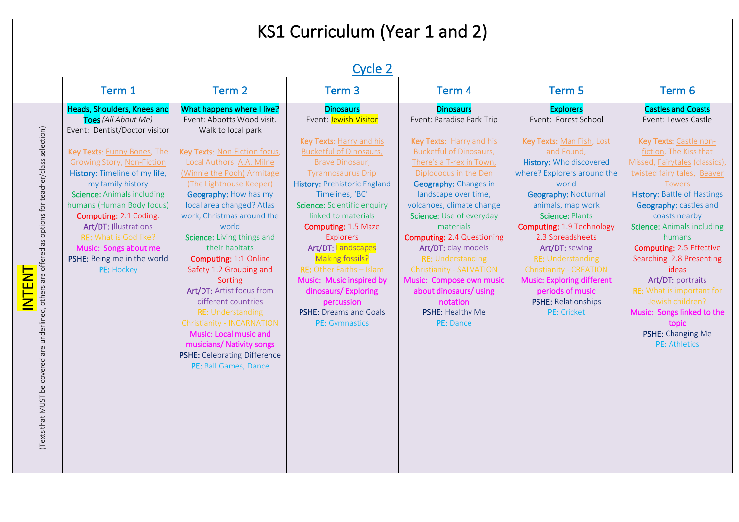# KS1 Curriculum (Year 1 and 2)

## Cycle 2

| | Term 1 | Term 2 | Term 3 | Term 4 | Term 5 | Term 6 |
|---|---|---|---|---|---|---|
| **INTENT** (Texts that MUST be covered are underlined, others are offered as options for teacher/class selection) | **Heads, Shoulders, Knees and Toes** *(All About Me)*<br>Event: Dentist/Doctor visitor<br><br>**Key Texts:** Funny Bones, The Growing Story, Non-Fiction<br>**History:** Timeline of my life, my family history<br>**Science:** Animals including humans (Human Body focus)<br>**Computing:** 2.1 Coding.<br>**Art/DT:** Illustrations<br>**RE:** What is God like?<br>**Music:** Songs about me<br>**PSHE:** Being me in the world<br>**PE:** Hockey | **What happens where I live?**<br>Event: Abbotts Wood visit. Walk to local park<br><br>**Key Texts:** Non-Fiction focus, Local Authors: A.A. Milne (Winnie the Pooh) Armitage (The Lighthouse Keeper)<br>**Geography:** How has my local area changed? Atlas work, Christmas around the world<br>**Science:** Living things and their habitats<br>**Computing:** 1:1 Online Safety 1.2 Grouping and Sorting<br>**Art/DT:** Artist focus from different countries<br>**RE:** Understanding Christianity - INCARNATION<br>**Music:** Local music and musicians/ Nativity songs<br>**PSHE:** Celebrating Difference<br>**PE:** Ball Games, Dance | **Dinosaurs**<br>Event: Jewish Visitor<br><br>**Key Texts:** Harry and his Bucketful of Dinosaurs, Brave Dinosaur, Tyrannosaurus Drip<br>**History:** Prehistoric England Timelines, 'BC'<br>**Science:** Scientific enquiry linked to materials<br>**Computing:** 1.5 Maze Explorers<br>**Art/DT:** Landscapes Making fossils?<br>**RE:** Other Faiths – Islam<br>**Music:** Music inspired by dinosaurs/ Exploring percussion<br>**PSHE:** Dreams and Goals<br>**PE:** Gymnastics | **Dinosaurs**<br>Event: Paradise Park Trip<br><br>**Key Texts:** Harry and his Bucketful of Dinosaurs, There's a T-rex in Town, Diplodocus in the Den<br>**Geography:** Changes in landscape over time, volcanoes, climate change<br>**Science:** Use of everyday materials<br>**Computing:** 2.4 Questioning<br>**Art/DT:** clay models<br>**RE:** Understanding Christianity - SALVATION<br>**Music:** Compose own music about dinosaurs/ using notation<br>**PSHE:** Healthy Me<br>**PE:** Dance | **Explorers**<br>Event: Forest School<br><br>**Key Texts:** Man Fish, Lost and Found,<br>**History:** Who discovered where? Explorers around the world<br>**Geography:** Nocturnal animals, map work<br>**Science:** Plants<br>**Computing:** 1.9 Technology 2.3 Spreadsheets<br>**Art/DT:** sewing<br>**RE:** Understanding Christianity - CREATION<br>**Music:** Exploring different periods of music<br>**PSHE:** Relationships<br>**PE:** Cricket | **Castles and Coasts**<br>Event: Lewes Castle<br><br>**Key Texts:** Castle non-fiction, The Kiss that Missed, Fairytales (classics), twisted fairy tales, Beaver Towers<br>**History:** Battle of Hastings<br>**Geography:** castles and coasts nearby<br>**Science:** Animals including humans<br>**Computing:** 2.5 Effective Searching 2.8 Presenting ideas<br>**Art/DT:** portraits<br>**RE:** What is important for Jewish children?<br>**Music:** Songs linked to the topic<br>**PSHE:** Changing Me<br>**PE:** Athletics |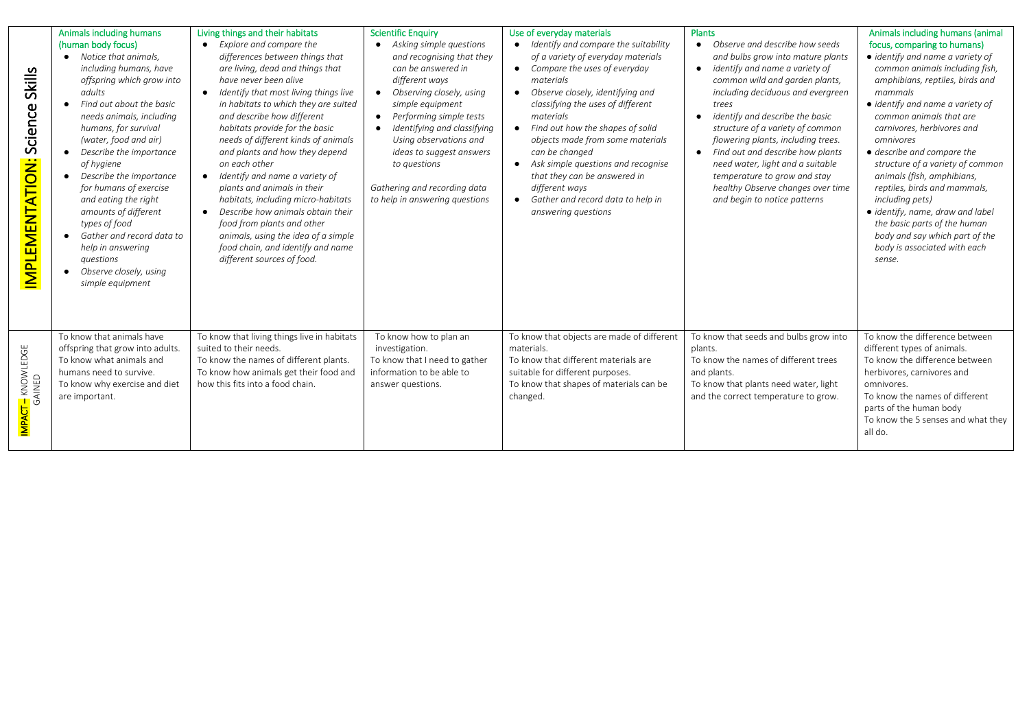| | Animals including humans (human body focus) | Living things and their habitats | Scientific Enquiry | Use of everyday materials | Plants | Animals including humans (animal focus, comparing to humans) |
|---|---|---|---|---|---|---|
| **IMPLEMENTATION: Science Skills** | • *Notice that animals, including humans, have offspring which grow into adults*<br>• *Find out about the basic needs animals, including humans, for survival (water, food and air)*<br>• *Describe the importance of hygiene*<br>• *Describe the importance for humans of exercise and eating the right amounts of different types of food*<br>• *Gather and record data to help in answering questions*<br>• *Observe closely, using simple equipment* | • *Explore and compare the differences between things that are living, dead and things that have never been alive*<br>• *Identify that most living things live in habitats to which they are suited and describe how different habitats provide for the basic needs of different kinds of animals and plants and how they depend on each other*<br>• *Identify and name a variety of plants and animals in their habitats, including micro-habitats*<br>• *Describe how animals obtain their food from plants and other animals, using the idea of a simple food chain, and identify and name different sources of food.* | • *Asking simple questions and recognising that they can be answered in different ways*<br>• *Observing closely, using simple equipment*<br>• *Performing simple tests*<br>• *Identifying and classifying Using observations and ideas to suggest answers to questions*<br><br>*Gathering and recording data to help in answering questions* | • *Identify and compare the suitability of a variety of everyday materials*<br>• *Compare the uses of everyday materials*<br>• *Observe closely, identifying and classifying the uses of different materials*<br>• *Find out how the shapes of solid objects made from some materials can be changed*<br>• *Ask simple questions and recognise that they can be answered in different ways*<br>• *Gather and record data to help in answering questions* | • *Observe and describe how seeds and bulbs grow into mature plants*<br>• *identify and name a variety of common wild and garden plants, including deciduous and evergreen trees*<br>• *identify and describe the basic structure of a variety of common flowering plants, including trees.*<br>• *Find out and describe how plants need water, light and a suitable temperature to grow and stay healthy Observe changes over time and begin to notice patterns* | • *identify and name a variety of common animals including fish, amphibians, reptiles, birds and mammals*<br>• *identify and name a variety of common animals that are carnivores, herbivores and omnivores*<br>• *describe and compare the structure of a variety of common animals (fish, amphibians, reptiles, birds and mammals, including pets)*<br>• *identify, name, draw and label the basic parts of the human body and say which part of the body is associated with each sense.* |
| **IMPACT – KNOWLEDGE GAINED** | To know that animals have offspring that grow into adults.<br>To know what animals and humans need to survive.<br>To know why exercise and diet are important. | To know that living things live in habitats suited to their needs.<br>To know the names of different plants.<br>To know how animals get their food and how this fits into a food chain. | To know how to plan an investigation.<br>To know that I need to gather information to be able to answer questions. | To know that objects are made of different materials.<br>To know that different materials are suitable for different purposes.<br>To know that shapes of materials can be changed. | To know that seeds and bulbs grow into plants.<br>To know the names of different trees and plants.<br>To know that plants need water, light and the correct temperature to grow. | To know the difference between different types of animals.<br>To know the difference between herbivores, carnivores and omnivores.<br>To know the names of different parts of the human body<br>To know the 5 senses and what they all do. |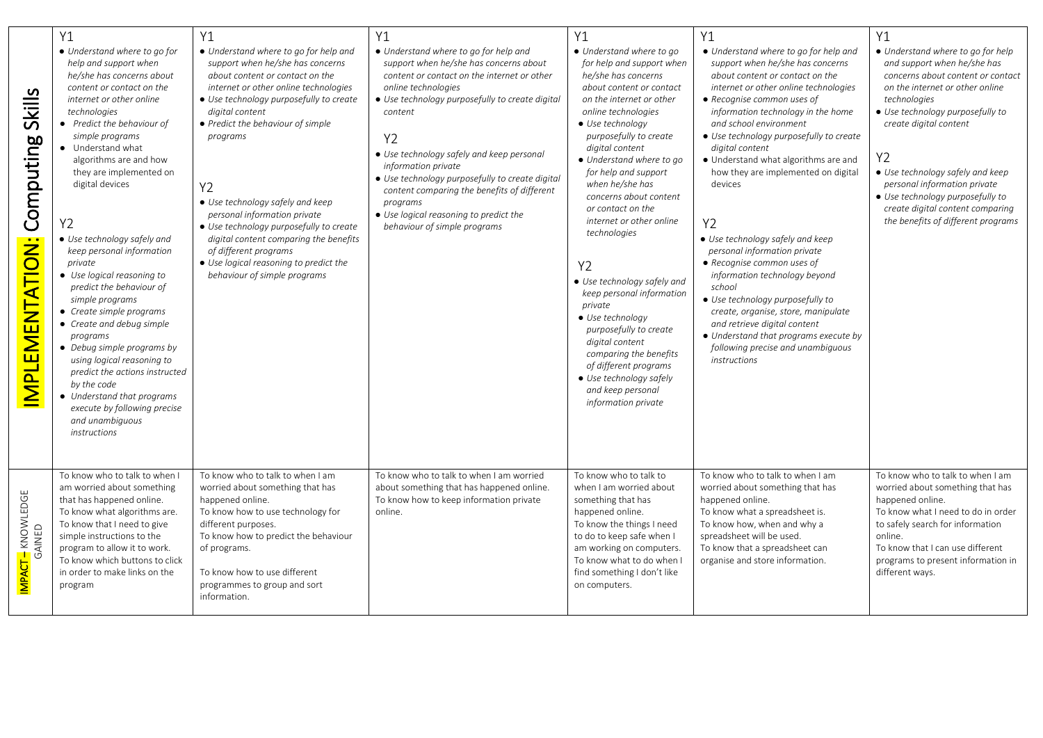| | | | | | | |
|---|---|---|---|---|---|---|
| **IMPLEMENTATION: Computing Skills** | Y1<br>• *Understand where to go for help and support when he/she has concerns about content or contact on the internet or other online technologies*<br>• *Predict the behaviour of simple programs*<br>• Understand what algorithms are and how they are implemented on digital devices<br><br>Y2<br>• *Use technology safely and keep personal information private*<br>• *Use logical reasoning to predict the behaviour of simple programs*<br>• *Create simple programs*<br>• *Create and debug simple programs*<br>• *Debug simple programs by using logical reasoning to predict the actions instructed by the code*<br>• *Understand that programs execute by following precise and unambiguous instructions* | Y1<br>• *Understand where to go for help and support when he/she has concerns about content or contact on the internet or other online technologies*<br>• *Use technology purposefully to create digital content*<br>• *Predict the behaviour of simple programs*<br><br>Y2<br>• *Use technology safely and keep personal information private*<br>• *Use technology purposefully to create digital content comparing the benefits of different programs*<br>• *Use logical reasoning to predict the behaviour of simple programs* | Y1<br>• *Understand where to go for help and support when he/she has concerns about content or contact on the internet or other online technologies*<br>• *Use technology purposefully to create digital content*<br><br>Y2<br>• *Use technology safely and keep personal information private*<br>• *Use technology purposefully to create digital content comparing the benefits of different programs*<br>• *Use logical reasoning to predict the behaviour of simple programs* | Y1<br>• *Understand where to go for help and support when he/she has concerns about content or contact on the internet or other online technologies*<br>• *Use technology purposefully to create digital content*<br>• *Understand where to go for help and support when he/she has concerns about content or contact on the internet or other online technologies*<br><br>Y2<br>• *Use technology safely and keep personal information private*<br>• *Use technology purposefully to create digital content comparing the benefits of different programs*<br>• *Use technology safely and keep personal information private* | Y1<br>• *Understand where to go for help and support when he/she has concerns about content or contact on the internet or other online technologies*<br>• *Recognise common uses of information technology in the home and school environment*<br>• *Use technology purposefully to create digital content*<br>• Understand what algorithms are and how they are implemented on digital devices<br><br>Y2<br>• *Use technology safely and keep personal information private*<br>• *Recognise common uses of information technology beyond school*<br>• *Use technology purposefully to create, organise, store, manipulate and retrieve digital content*<br>• *Understand that programs execute by following precise and unambiguous instructions* | Y1<br>• *Understand where to go for help and support when he/she has concerns about content or contact on the internet or other online technologies*<br>• *Use technology purposefully to create digital content*<br><br>Y2<br>• *Use technology safely and keep personal information private*<br>• *Use technology purposefully to create digital content comparing the benefits of different programs* |
| **IMPACT – KNOWLEDGE GAINED** | To know who to talk to when I am worried about something that has happened online.<br>To know what algorithms are.<br>To know that I need to give simple instructions to the program to allow it to work.<br>To know which buttons to click in order to make links on the program | To know who to talk to when I am worried about something that has happened online.<br>To know how to use technology for different purposes.<br>To know how to predict the behaviour of programs.<br><br>To know how to use different programmes to group and sort information. | To know who to talk to when I am worried about something that has happened online.<br>To know how to keep information private online. | To know who to talk to when I am worried about something that has happened online.<br>To know the things I need to do to keep safe when I am working on computers.<br>To know what to do when I find something I don't like on computers. | To know who to talk to when I am worried about something that has happened online.<br>To know what a spreadsheet is.<br>To know how, when and why a spreadsheet will be used.<br>To know that a spreadsheet can organise and store information. | To know who to talk to when I am worried about something that has happened online.<br>To know what I need to do in order to safely search for information online.<br>To know that I can use different programs to present information in different ways. |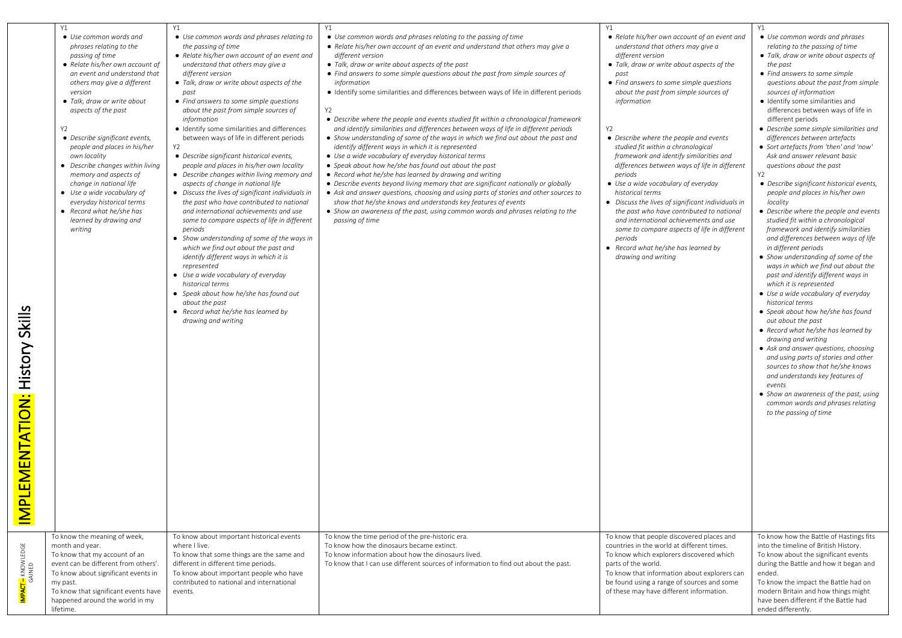| | | | | | |
|---|---|---|---|---|---|
| **IMPLEMENTATION: History Skills** | Y1<br>• *Use common words and phrases relating to the passing of time*<br>• *Relate his/her own account of an event and understand that others may give a different version*<br>• *Talk, draw or write about aspects of the past*<br><br>Y2<br>• *Describe significant events, people and places in his/her own locality*<br>• *Describe changes within living memory and aspects of change in national life*<br>• *Use a wide vocabulary of everyday historical terms*<br>• *Record what he/she has learned by drawing and writing* | Y1<br>• *Use common words and phrases relating to the passing of time*<br>• *Relate his/her own account of an event and understand that others may give a different version*<br>• *Talk, draw or write about aspects of the past*<br>• *Find answers to some simple questions about the past from simple sources of information*<br>• Identify some similarities and differences between ways of life in different periods<br>Y2<br>• *Describe significant historical events, people and places in his/her own locality*<br>• *Describe changes within living memory and aspects of change in national life*<br>• *Discuss the lives of significant individuals in the past who have contributed to national and international achievements and use some to compare aspects of life in different periods*<br>• *Show understanding of some of the ways in which we find out about the past and identify different ways in which it is represented*<br>• *Use a wide vocabulary of everyday historical terms*<br>• *Speak about how he/she has found out about the past*<br>• *Record what he/she has learned by drawing and writing* | Y1<br>• *Use common words and phrases relating to the passing of time*<br>• *Relate his/her own account of an event and understand that others may give a different version*<br>• *Talk, draw or write about aspects of the past*<br>• *Find answers to some simple questions about the past from simple sources of information*<br>• Identify some similarities and differences between ways of life in different periods<br><br>Y2<br>• *Describe where the people and events studied fit within a chronological framework and identify similarities and differences between ways of life in different periods*<br>• *Show understanding of some of the ways in which we find out about the past and identify different ways in which it is represented*<br>• *Use a wide vocabulary of everyday historical terms*<br>• *Speak about how he/she has found out about the past*<br>• *Record what he/she has learned by drawing and writing*<br>• *Describe events beyond living memory that are significant nationally or globally*<br>• *Ask and answer questions, choosing and using parts of stories and other sources to show that he/she knows and understands key features of events*<br>• *Show an awareness of the past, using common words and phrases relating to the passing of time* | Y1<br>• *Relate his/her own account of an event and understand that others may give a different version*<br>• *Talk, draw or write about aspects of the past*<br>• *Find answers to some simple questions about the past from simple sources of information*<br><br>Y2<br>• *Describe where the people and events studied fit within a chronological framework and identify similarities and differences between ways of life in different periods*<br>• *Use a wide vocabulary of everyday historical terms*<br>• *Discuss the lives of significant individuals in the past who have contributed to national and international achievements and use some to compare aspects of life in different periods*<br>• *Record what he/she has learned by drawing and writing* | Y1<br>• *Use common words and phrases relating to the passing of time*<br>• *Talk, draw or write about aspects of the past*<br>• *Find answers to some simple questions about the past from simple sources of information*<br>• Identify some similarities and differences between ways of life in different periods<br>• *Describe some simple similarities and differences between artefacts*<br>• *Sort artefacts from 'then' and 'now' Ask and answer relevant basic questions about the past*<br>Y2<br>• *Describe significant historical events, people and places in his/her own locality*<br>• *Describe where the people and events studied fit within a chronological framework and identify similarities and differences between ways of life in different periods*<br>• *Show understanding of some of the ways in which we find out about the past and identify different ways in which it is represented*<br>• *Use a wide vocabulary of everyday historical terms*<br>• *Speak about how he/she has found out about the past*<br>• *Record what he/she has learned by drawing and writing*<br>• *Ask and answer questions, choosing and using parts of stories and other sources to show that he/she knows and understands key features of events*<br>• *Show an awareness of the past, using common words and phrases relating to the passing of time* |
| **IMPACT** – KNOWLEDGE GAINED | To know the meaning of week, month and year.<br>To know that my account of an event can be different from others'.<br>To know about significant events in my past.<br>To know that significant events have happened around the world in my lifetime. | To know about important historical events where I live.<br>To know that some things are the same and different in different time periods.<br>To know about important people who have contributed to national and international events. | To know the time period of the pre-historic era.<br>To know how the dinosaurs became extinct.<br>To know information about how the dinosaurs lived.<br>To know that I can use different sources of information to find out about the past. | To know that people discovered places and countries in the world at different times.<br>To know which explorers discovered which parts of the world.<br>To know that information about explorers can be found using a range of sources and some of these may have different information. | To know how the Battle of Hastings fits into the timeline of British History.<br>To know about the significant events during the Battle and how it began and ended.<br>To know the impact the Battle had on modern Britain and how things might have been different if the Battle had ended differently. |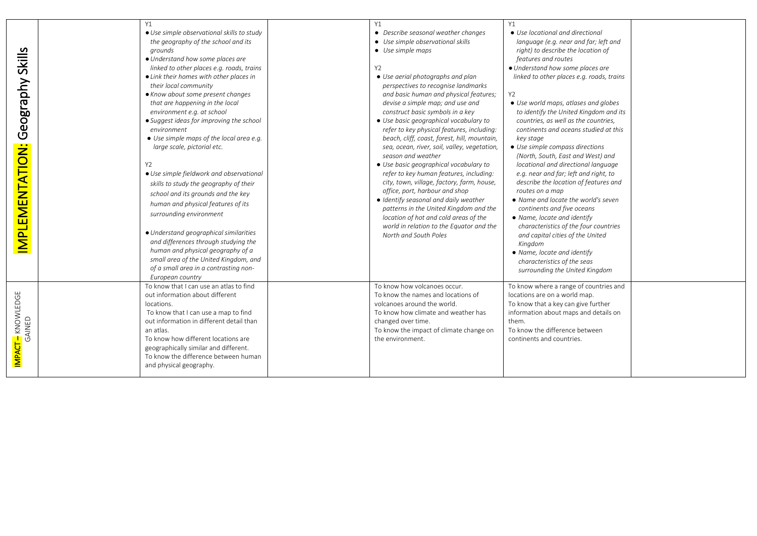| | | | | | | |
|---|---|---|---|---|---|---|
| **IMPLEMENTATION: Geography Skills** | | Y1<br>• *Use simple observational skills to study the geography of the school and its grounds*<br>• *Understand how some places are linked to other places e.g. roads, trains*<br>• *Link their homes with other places in their local community*<br>• *Know about some present changes that are happening in the local environment e.g. at school*<br>• *Suggest ideas for improving the school environment*<br>• *Use simple maps of the local area e.g. large scale, pictorial etc.*<br><br>Y2<br>• *Use simple fieldwork and observational skills to study the geography of their school and its grounds and the key human and physical features of its surrounding environment*<br><br>• *Understand geographical similarities and differences through studying the human and physical geography of a small area of the United Kingdom, and of a small area in a contrasting non-European country* | | Y1<br>• *Describe seasonal weather changes*<br>• *Use simple observational skills*<br>• *Use simple maps*<br><br>Y2<br>• *Use aerial photographs and plan perspectives to recognise landmarks and basic human and physical features; devise a simple map; and use and construct basic symbols in a key*<br>• *Use basic geographical vocabulary to refer to key physical features, including: beach, cliff, coast, forest, hill, mountain, sea, ocean, river, soil, valley, vegetation, season and weather*<br>• *Use basic geographical vocabulary to refer to key human features, including: city, town, village, factory, farm, house, office, port, harbour and shop*<br>• *Identify seasonal and daily weather patterns in the United Kingdom and the location of hot and cold areas of the world in relation to the Equator and the North and South Poles* | Y1<br>• *Use locational and directional language (e.g. near and far; left and right) to describe the location of features and routes*<br>• *Understand how some places are linked to other places e.g. roads, trains*<br><br>Y2<br>• *Use world maps, atlases and globes to identify the United Kingdom and its countries, as well as the countries, continents and oceans studied at this key stage*<br>• *Use simple compass directions (North, South, East and West) and locational and directional language e.g. near and far; left and right, to describe the location of features and routes on a map*<br>• *Name and locate the world's seven continents and five oceans*<br>• *Name, locate and identify characteristics of the four countries and capital cities of the United Kingdom*<br>• *Name, locate and identify characteristics of the seas surrounding the United Kingdom* | |
| **IMPACT – KNOWLEDGE GAINED** | | To know that I can use an atlas to find out information about different locations.<br>To know that I can use a map to find out information in different detail than an atlas.<br>To know how different locations are geographically similar and different.<br>To know the difference between human and physical geography. | | To know how volcanoes occur.<br>To know the names and locations of volcanoes around the world.<br>To know how climate and weather has changed over time.<br>To know the impact of climate change on the environment. | To know where a range of countries and locations are on a world map.<br>To know that a key can give further information about maps and details on them.<br>To know the difference between continents and countries. | |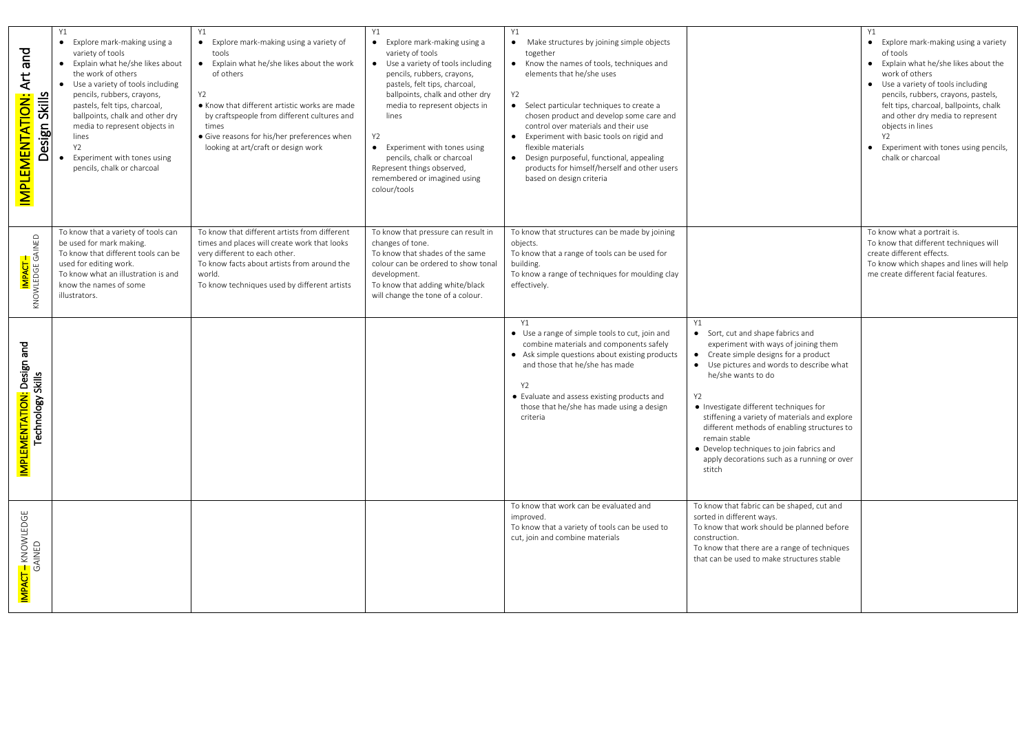| | | | | | | |
|---|---|---|---|---|---|---|
| **IMPLEMENTATION: Art and Design Skills** | Y1 • Explore mark-making using a variety of tools • Explain what he/she likes about the work of others • Use a variety of tools including pencils, rubbers, crayons, pastels, felt tips, charcoal, ballpoints, chalk and other dry media to represent objects in lines Y2 • Experiment with tones using pencils, chalk or charcoal | Y1 • Explore mark-making using a variety of tools • Explain what he/she likes about the work of others Y2 • Know that different artistic works are made by craftspeople from different cultures and times • Give reasons for his/her preferences when looking at art/craft or design work | Y1 • Explore mark-making using a variety of tools • Use a variety of tools including pencils, rubbers, crayons, pastels, felt tips, charcoal, ballpoints, chalk and other dry media to represent objects in lines Y2 • Experiment with tones using pencils, chalk or charcoal Represent things observed, remembered or imagined using colour/tools | Y1 • Make structures by joining simple objects together • Know the names of tools, techniques and elements that he/she uses Y2 • Select particular techniques to create a chosen product and develop some care and control over materials and their use • Experiment with basic tools on rigid and flexible materials • Design purposeful, functional, appealing products for himself/herself and other users based on design criteria | | Y1 • Explore mark-making using a variety of tools • Explain what he/she likes about the work of others • Use a variety of tools including pencils, rubbers, crayons, pastels, felt tips, charcoal, ballpoints, chalk and other dry media to represent objects in lines Y2 • Experiment with tones using pencils, chalk or charcoal |
| **IMPACT –** KNOWLEDGE GAINED | To know that a variety of tools can be used for mark making. To know that different tools can be used for editing work. To know what an illustration is and know the names of some illustrators. | To know that different artists from different times and places will create work that looks very different to each other. To know facts about artists from around the world. To know techniques used by different artists | To know that pressure can result in changes of tone. To know that shades of the same colour can be ordered to show tonal development. To know that adding white/black will change the tone of a colour. | To know that structures can be made by joining objects. To know that a range of tools can be used for building. To know a range of techniques for moulding clay effectively. | | To know what a portrait is. To know that different techniques will create different effects. To know which shapes and lines will help me create different facial features. |
| **IMPLEMENTATION: Design and Technology Skills** | | | | Y1 • Use a range of simple tools to cut, join and combine materials and components safely • Ask simple questions about existing products and those that he/she has made Y2 • Evaluate and assess existing products and those that he/she has made using a design criteria | Y1 • Sort, cut and shape fabrics and experiment with ways of joining them • Create simple designs for a product • Use pictures and words to describe what he/she wants to do Y2 • Investigate different techniques for stiffening a variety of materials and explore different methods of enabling structures to remain stable • Develop techniques to join fabrics and apply decorations such as a running or over stitch | |
| **IMPACT –** KNOWLEDGE GAINED | | | | To know that work can be evaluated and improved. To know that a variety of tools can be used to cut, join and combine materials | To know that fabric can be shaped, cut and sorted in different ways. To know that work should be planned before construction. To know that there are a range of techniques that can be used to make structures stable | |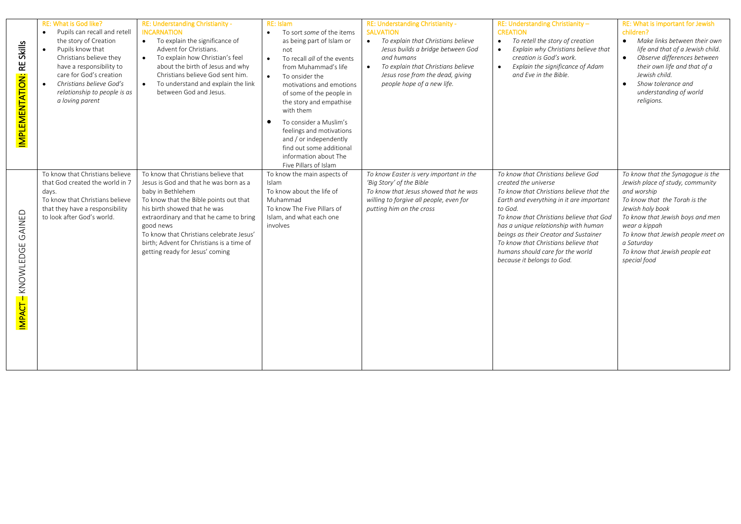| | RE: What is God like? | RE: Understanding Christianity - INCARNATION | RE: Islam | RE: Understanding Christianity - SALVATION | RE: Understanding Christianity – CREATION | RE: What is important for Jewish children? |
|---|---|---|---|---|---|---|
| **IMPLEMENTATION: RE Skills** | • Pupils can recall and retell the story of Creation<br>• Pupils know that Christians believe they have a responsibility to care for God's creation<br>• *Christians believe God's relationship to people is as a loving parent* | • To explain the significance of Advent for Christians.<br>• To explain how Christian's feel about the birth of Jesus and why Christians believe God sent him.<br>• To understand and explain the link between God and Jesus. | • To sort *some* of the items as being part of Islam or not<br>• To recall *all* of the events from Muhammad's life<br>• To onsider the motivations and emotions of some of the people in the story and empathise with them<br>• To consider a Muslim's feelings and motivations and / or independently find out some additional information about The Five Pillars of Islam | • *To explain that Christians believe Jesus builds a bridge between God and humans*<br>• *To explain that Christians believe Jesus rose from the dead, giving people hope of a new life.* | • *To retell the story of creation*<br>• *Explain why Christians believe that creation is God's work.*<br>• *Explain the significance of Adam and Eve in the Bible.* | • *Make links between their own life and that of a Jewish child.*<br>• *Observe differences between their own life and that of a Jewish child.*<br>• *Show tolerance and understanding of world religions.* |
| **IMPACT – KNOWLEDGE GAINED** | To know that Christians believe that God created the world in 7 days.<br>To know that Christians believe that they have a responsibility to look after God's world. | To know that Christians believe that Jesus is God and that he was born as a baby in Bethlehem<br>To know that the Bible points out that his birth showed that he was extraordinary and that he came to bring good news<br>To know that Christians celebrate Jesus' birth; Advent for Christians is a time of getting ready for Jesus' coming | To know the main aspects of Islam<br>To know about the life of Muhammad<br>To know The Five Pillars of Islam, and what each one involves | *To know Easter is very important in the 'Big Story' of the Bible*<br>*To know that Jesus showed that he was willing to forgive all people, even for putting him on the cross* | *To know that Christians believe God created the universe*<br>*To know that Christians believe that the Earth and everything in it are important to God.*<br>*To know that Christians believe that God has a unique relationship with human beings as their Creator and Sustainer*<br>*To know that Christians believe that humans should care for the world because it belongs to God.* | *To know that the Synagogue is the Jewish place of study, community and worship*<br>*To know that the Torah is the Jewish holy book*<br>*To know that Jewish boys and men wear a kippah*<br>*To know that Jewish people meet on a Saturday*<br>*To know that Jewish people eat special food* |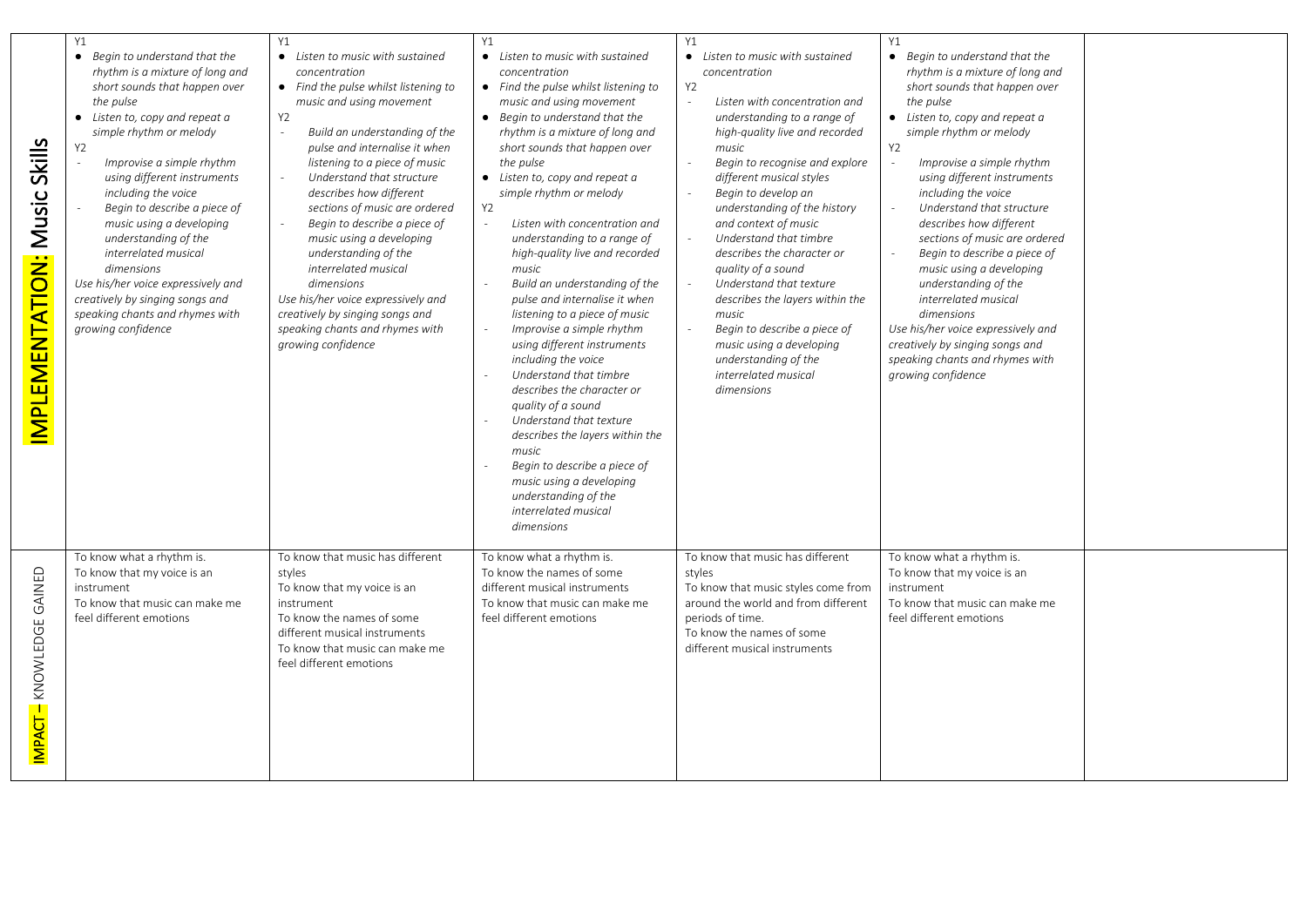| | | | | | | |
|---|---|---|---|---|---|---|
| **IMPLEMENTATION: Music Skills** | Y1<br>• *Begin to understand that the rhythm is a mixture of long and short sounds that happen over the pulse*<br>• *Listen to, copy and repeat a simple rhythm or melody*<br>Y2<br>- *Improvise a simple rhythm using different instruments including the voice*<br>- *Begin to describe a piece of music using a developing understanding of the interrelated musical dimensions*<br>*Use his/her voice expressively and creatively by singing songs and speaking chants and rhymes with growing confidence* | Y1<br>• *Listen to music with sustained concentration*<br>• *Find the pulse whilst listening to music and using movement*<br>Y2<br>- *Build an understanding of the pulse and internalise it when listening to a piece of music*<br>- *Understand that structure describes how different sections of music are ordered*<br>- *Begin to describe a piece of music using a developing understanding of the interrelated musical dimensions*<br>*Use his/her voice expressively and creatively by singing songs and speaking chants and rhymes with growing confidence* | Y1<br>• *Listen to music with sustained concentration*<br>• *Find the pulse whilst listening to music and using movement*<br>• *Begin to understand that the rhythm is a mixture of long and short sounds that happen over the pulse*<br>• *Listen to, copy and repeat a simple rhythm or melody*<br>Y2<br>- *Listen with concentration and understanding to a range of high-quality live and recorded music*<br>- *Build an understanding of the pulse and internalise it when listening to a piece of music*<br>- *Improvise a simple rhythm using different instruments including the voice*<br>- *Understand that timbre describes the character or quality of a sound*<br>- *Understand that texture describes the layers within the music*<br>- *Begin to describe a piece of music using a developing understanding of the interrelated musical dimensions* | Y1<br>• *Listen to music with sustained concentration*<br>Y2<br>- *Listen with concentration and understanding to a range of high-quality live and recorded music*<br>- *Begin to recognise and explore different musical styles*<br>- *Begin to develop an understanding of the history and context of music*<br>- *Understand that timbre describes the character or quality of a sound*<br>- *Understand that texture describes the layers within the music*<br>- *Begin to describe a piece of music using a developing understanding of the interrelated musical dimensions* | Y1<br>• *Begin to understand that the rhythm is a mixture of long and short sounds that happen over the pulse*<br>• *Listen to, copy and repeat a simple rhythm or melody*<br>Y2<br>- *Improvise a simple rhythm using different instruments including the voice*<br>- *Understand that structure describes how different sections of music are ordered*<br>- *Begin to describe a piece of music using a developing understanding of the interrelated musical dimensions*<br>*Use his/her voice expressively and creatively by singing songs and speaking chants and rhymes with growing confidence* | |
| **IMPACT – KNOWLEDGE GAINED** | To know what a rhythm is.<br>To know that my voice is an instrument<br>To know that music can make me feel different emotions | To know that music has different styles<br>To know that my voice is an instrument<br>To know the names of some different musical instruments<br>To know that music can make me feel different emotions | To know what a rhythm is.<br>To know the names of some different musical instruments<br>To know that music can make me feel different emotions | To know that music has different styles<br>To know that music styles come from around the world and from different periods of time.<br>To know the names of some different musical instruments | To know what a rhythm is.<br>To know that my voice is an instrument<br>To know that music can make me feel different emotions | |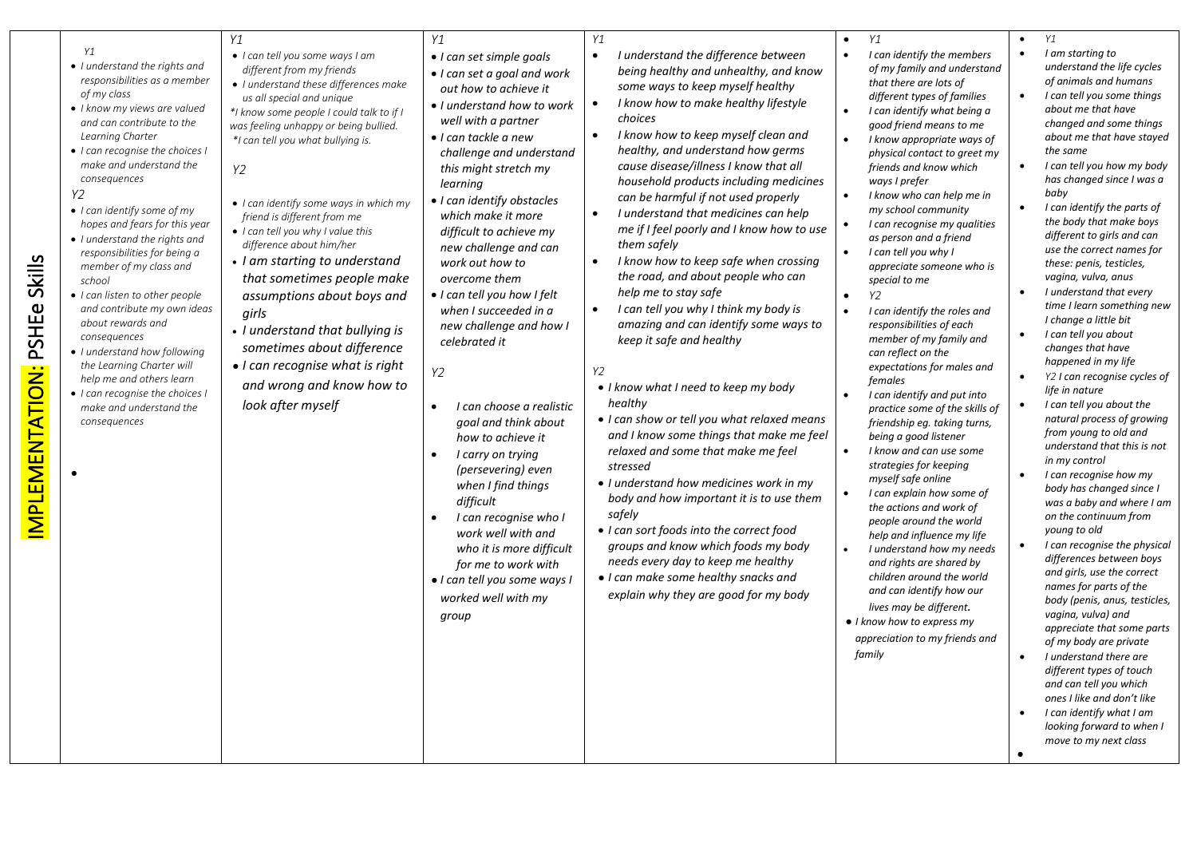| IMPLEMENTATION: PSHEe Skills | | | | | | |
|---|---|---|---|---|---|---|
| | *Y1*<br>• *I understand the rights and responsibilities as a member of my class*<br>• *I know my views are valued and can contribute to the Learning Charter*<br>• *I can recognise the choices I make and understand the consequences*<br>*Y2*<br>• *I can identify some of my hopes and fears for this year*<br>• *I understand the rights and responsibilities for being a member of my class and school*<br>• *I can listen to other people and contribute my own ideas about rewards and consequences*<br>• *I understand how following the Learning Charter will help me and others learn*<br>• *I can recognise the choices I make and understand the consequences*<br>• | *Y1*<br>• *I can tell you some ways I am different from my friends*<br>• *I understand these differences make us all special and unique*<br>*\*I know some people I could talk to if I was feeling unhappy or being bullied.*<br>*\*I can tell you what bullying is.*<br>*Y2*<br>• *I can identify some ways in which my friend is different from me*<br>• *I can tell you why I value this difference about him/her*<br>• *I am starting to understand that sometimes people make assumptions about boys and girls*<br>• *I understand that bullying is sometimes about difference*<br>• *I can recognise what is right and wrong and know how to look after myself* | *Y1*<br>• *I can set simple goals*<br>• *I can set a goal and work out how to achieve it*<br>• *I understand how to work well with a partner*<br>• *I can tackle a new challenge and understand this might stretch my learning*<br>• *I can identify obstacles which make it more difficult to achieve my new challenge and can work out how to overcome them*<br>• *I can tell you how I felt when I succeeded in a new challenge and how I celebrated it*<br>*Y2*<br>• *I can choose a realistic goal and think about how to achieve it*<br>• *I carry on trying (persevering) even when I find things difficult*<br>• *I can recognise who I work well with and who it is more difficult for me to work with*<br>• *I can tell you some ways I worked well with my group* | *Y1*<br>• *I understand the difference between being healthy and unhealthy, and know some ways to keep myself healthy*<br>• *I know how to make healthy lifestyle choices*<br>• *I know how to keep myself clean and healthy, and understand how germs cause disease/illness I know that all household products including medicines can be harmful if not used properly*<br>• *I understand that medicines can help me if I feel poorly and I know how to use them safely*<br>• *I know how to keep safe when crossing the road, and about people who can help me to stay safe*<br>• *I can tell you why I think my body is amazing and can identify some ways to keep it safe and healthy*<br>*Y2*<br>• *I know what I need to keep my body healthy*<br>• *I can show or tell you what relaxed means and I know some things that make me feel relaxed and some that make me feel stressed*<br>• *I understand how medicines work in my body and how important it is to use them safely*<br>• *I can sort foods into the correct food groups and know which foods my body needs every day to keep me healthy*<br>• *I can make some healthy snacks and explain why they are good for my body* | • *Y1*<br>• *I can identify the members of my family and understand that there are lots of different types of families*<br>• *I can identify what being a good friend means to me*<br>• *I know appropriate ways of physical contact to greet my friends and know which ways I prefer*<br>• *I know who can help me in my school community*<br>• *I can recognise my qualities as person and a friend*<br>• *I can tell you why I appreciate someone who is special to me*<br>• *Y2*<br>• *I can identify the roles and responsibilities of each member of my family and can reflect on the expectations for males and females*<br>• *I can identify and put into practice some of the skills of friendship eg. taking turns, being a good listener*<br>• *I know and can use some strategies for keeping myself safe online*<br>• *I can explain how some of the actions and work of people around the world help and influence my life*<br>• *I understand how my needs and rights are shared by children around the world and can identify how our lives may be different.*<br>• *I know how to express my appreciation to my friends and family* | • *Y1*<br>• *I am starting to understand the life cycles of animals and humans*<br>• *I can tell you some things about me that have changed and some things about me that have stayed the same*<br>• *I can tell you how my body has changed since I was a baby*<br>• *I can identify the parts of the body that make boys different to girls and can use the correct names for these: penis, testicles, vagina, vulva, anus*<br>• *I understand that every time I learn something new I change a little bit*<br>• *I can tell you about changes that have happened in my life*<br>• *Y2 I can recognise cycles of life in nature*<br>• *I can tell you about the natural process of growing from young to old and understand that this is not in my control*<br>• *I can recognise how my body has changed since I was a baby and where I am on the continuum from young to old*<br>• *I can recognise the physical differences between boys and girls, use the correct names for parts of the body (penis, anus, testicles, vagina, vulva) and appreciate that some parts of my body are private*<br>• *I understand there are different types of touch and can tell you which ones I like and don't like*<br>• *I can identify what I am looking forward to when I move to my next class*<br>• |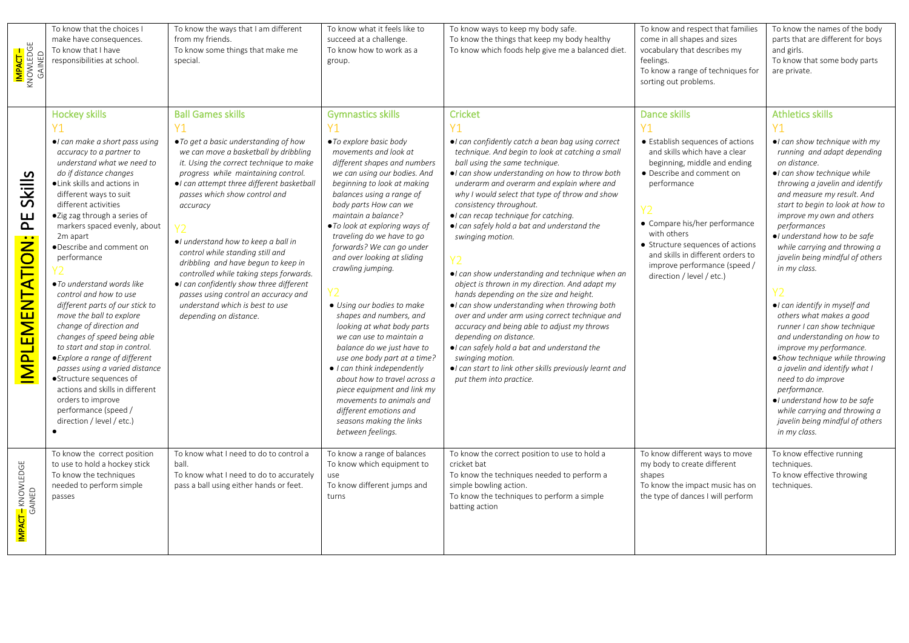| | | | | | | |
|---|---|---|---|---|---|---|
| **IMPACT –** KNOWLEDGE GAINED | To know that the choices I make have consequences.<br>To know that I have responsibilities at school. | To know the ways that I am different from my friends.<br>To know some things that make me special. | To know what it feels like to succeed at a challenge.<br>To know how to work as a group. | To know ways to keep my body safe.<br>To know the things that keep my body healthy<br>To know which foods help give me a balanced diet. | To know and respect that families come in all shapes and sizes vocabulary that describes my feelings.<br>To know a range of techniques for sorting out problems. | To know the names of the body parts that are different for boys and girls.<br>To know that some body parts are private. |
| **IMPLEMENTATION: PE Skills** | **Hockey skills**<br>Y1<br>• *I can make a short pass using accuracy to a partner to understand what we need to do if distance changes*<br>• Link skills and actions in different ways to suit different activities<br>• Zig zag through a series of markers spaced evenly, about 2m apart<br>• Describe and comment on performance<br>Y2<br>• *To understand words like control and how to use different parts of our stick to move the ball to explore change of direction and changes of speed being able to start and stop in control.*<br>• *Explore a range of different passes using a varied distance*<br>• Structure sequences of actions and skills in different orders to improve performance (speed / direction / level / etc.)<br>• | **Ball Games skills**<br>Y1<br>• *To get a basic understanding of how we can move a basketball by dribbling it. Using the correct technique to make progress while maintaining control.*<br>• *I can attempt three different basketball passes which show control and accuracy*<br>Y2<br>• *I understand how to keep a ball in control while standing still and dribbling and have begun to keep in controlled while taking steps forwards.*<br>• *I can confidently show three different passes using control an accuracy and understand which is best to use depending on distance.* | **Gymnastics skills**<br>Y1<br>• *To explore basic body movements and look at different shapes and numbers we can using our bodies. And beginning to look at making balances using a range of body parts How can we maintain a balance?*<br>• *To look at exploring ways of traveling do we have to go forwards? We can go under and over looking at sliding crawling jumping.*<br>Y2<br>• *Using our bodies to make shapes and numbers, and looking at what body parts we can use to maintain a balance do we just have to use one body part at a time?*<br>• *I can think independently about how to travel across a piece equipment and link my movements to animals and different emotions and seasons making the links between feelings.* | **Cricket**<br>Y1<br>• *I can confidently catch a bean bag using correct technique. And begin to look at catching a small ball using the same technique.*<br>• *I can show understanding on how to throw both underarm and overarm and explain where and why I would select that type of throw and show consistency throughout.*<br>• *I can recap technique for catching.*<br>• *I can safely hold a bat and understand the swinging motion.*<br>Y2<br>• *I can show understanding and technique when an object is thrown in my direction. And adapt my hands depending on the size and height.*<br>• *I can show understanding when throwing both over and under arm using correct technique and accuracy and being able to adjust my throws depending on distance.*<br>• *I can safely hold a bat and understand the swinging motion.*<br>• *I can start to link other skills previously learnt and put them into practice.* | **Dance skills**<br>Y1<br>• Establish sequences of actions and skills which have a clear beginning, middle and ending<br>• Describe and comment on performance<br>Y2<br>• Compare his/her performance with others<br>• Structure sequences of actions and skills in different orders to improve performance (speed / direction / level / etc.) | **Athletics skills**<br>Y1<br>• *I can show technique with my running and adapt depending on distance.*<br>• *I can show technique while throwing a javelin and identify and measure my result. And start to begin to look at how to improve my own and others performances*<br>• *I understand how to be safe while carrying and throwing a javelin being mindful of others in my class.*<br>Y2<br>• *I can identify in myself and others what makes a good runner I can show technique and understanding on how to improve my performance.*<br>• *Show technique while throwing a javelin and identify what I need to do improve performance.*<br>• *I understand how to be safe while carrying and throwing a javelin being mindful of others in my class.* |
| **IMPACT –** KNOWLEDGE GAINED | To know the correct position to use to hold a hockey stick<br>To know the techniques needed to perform simple passes | To know what I need to do to control a ball.<br>To know what I need to do to accurately pass a ball using either hands or feet. | To know a range of balances<br>To know which equipment to use<br>To know different jumps and turns | To know the correct position to use to hold a cricket bat<br>To know the techniques needed to perform a simple bowling action.<br>To know the techniques to perform a simple batting action | To know different ways to move my body to create different shapes<br>To know the impact music has on the type of dances I will perform | To know effective running techniques.<br>To know effective throwing techniques. |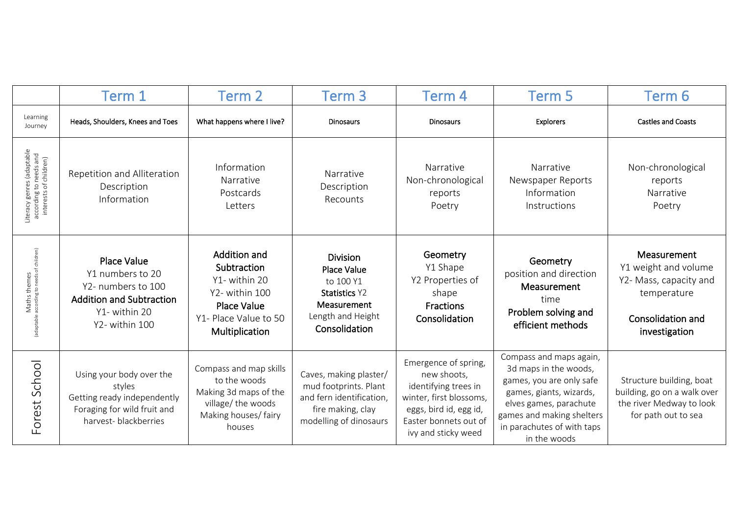| | Term 1 | Term 2 | Term 3 | Term 4 | Term 5 | Term 6 |
|---|---|---|---|---|---|---|
| Learning Journey | Heads, Shoulders, Knees and Toes | What happens where I live? | Dinosaurs | Dinosaurs | Explorers | Castles and Coasts |
| Literacy genres (adaptable according to needs and interests of children) | Repetition and Alliteration<br>Description<br>Information | Information<br>Narrative<br>Postcards<br>Letters | Narrative<br>Description<br>Recounts | Narrative<br>Non-chronological reports<br>Poetry | Narrative<br>Newspaper Reports<br>Information<br>Instructions | Non-chronological reports<br>Narrative<br>Poetry |
| Maths themes (adaptable according to needs of children) | **Place Value**<br>Y1 numbers to 20<br>Y2- numbers to 100<br>**Addition and Subtraction**<br>Y1- within 20<br>Y2- within 100 | **Addition and Subtraction**<br>Y1- within 20<br>Y2- within 100<br>**Place Value**<br>Y1- Place Value to 50<br>**Multiplication** | **Division**<br>**Place Value**<br>to 100 Y1<br>**Statistics** Y2<br>**Measurement**<br>Length and Height<br>**Consolidation** | **Geometry**<br>Y1 Shape<br>Y2 Properties of shape<br>**Fractions**<br>**Consolidation** | **Geometry**<br>position and direction<br>**Measurement**<br>time<br>**Problem solving and efficient methods** | **Measurement**<br>Y1 weight and volume<br>Y2- Mass, capacity and temperature<br><br>**Consolidation and investigation** |
| Forest School | Using your body over the styles<br>Getting ready independently<br>Foraging for wild fruit and harvest- blackberries | Compass and map skills to the woods<br>Making 3d maps of the village/ the woods<br>Making houses/ fairy houses | Caves, making plaster/ mud footprints. Plant and fern identification, fire making, clay modelling of dinosaurs | Emergence of spring, new shoots, identifying trees in winter, first blossoms, eggs, bird id, egg id, Easter bonnets out of ivy and sticky weed | Compass and maps again, 3d maps in the woods, games, you are only safe games, giants, wizards, elves games, parachute games and making shelters in parachutes of with taps in the woods | Structure building, boat building, go on a walk over the river Medway to look for path out to sea |